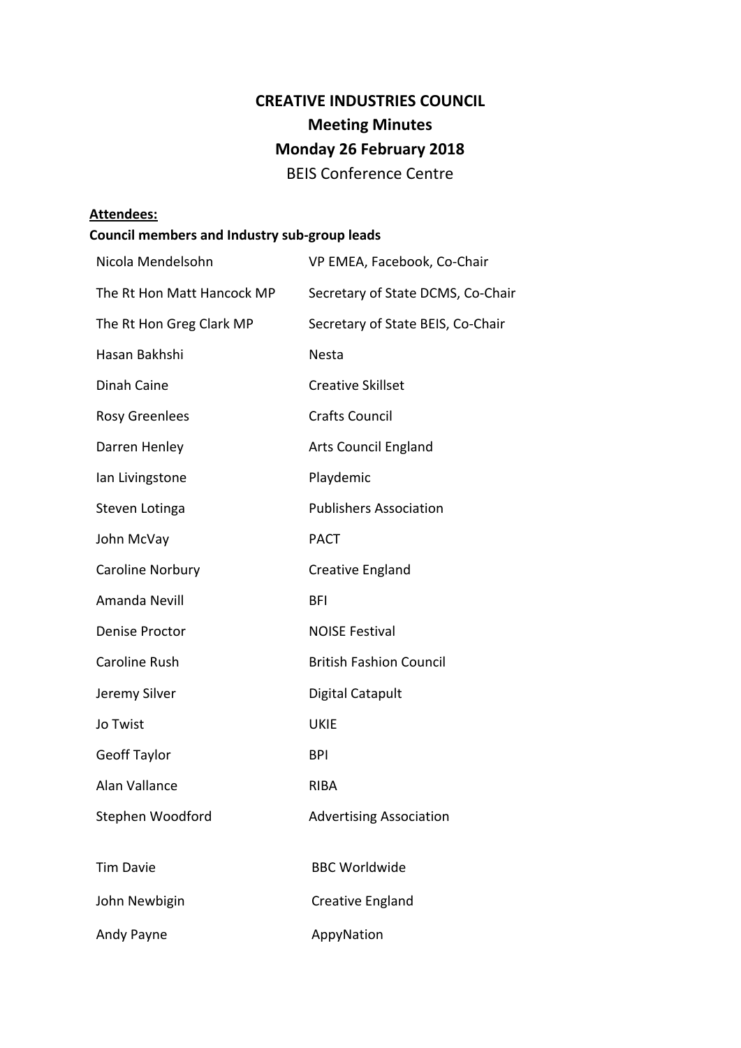# CREATIVE INDUSTRIES COUNCIL

## Meeting Minutes

## Monday 26 February 2018

BEIS Conference Centre

**Attendees:**

**Council members and Industry sub-group leads**

| | |
|---|---|
| Nicola Mendelsohn | VP EMEA, Facebook, Co-Chair |
| The Rt Hon Matt Hancock MP | Secretary of State DCMS, Co-Chair |
| The Rt Hon Greg Clark MP | Secretary of State BEIS, Co-Chair |
| Hasan Bakhshi | Nesta |
| Dinah Caine | Creative Skillset |
| Rosy Greenlees | Crafts Council |
| Darren Henley | Arts Council England |
| Ian Livingstone | Playdemic |
| Steven Lotinga | Publishers Association |
| John McVay | PACT |
| Caroline Norbury | Creative England |
| Amanda Nevill | BFI |
| Denise Proctor | NOISE Festival |
| Caroline Rush | British Fashion Council |
| Jeremy Silver | Digital Catapult |
| Jo Twist | UKIE |
| Geoff Taylor | BPI |
| Alan Vallance | RIBA |
| Stephen Woodford | Advertising Association |
| | |
| Tim Davie | BBC Worldwide |
| John Newbigin | Creative England |
| Andy Payne | AppyNation |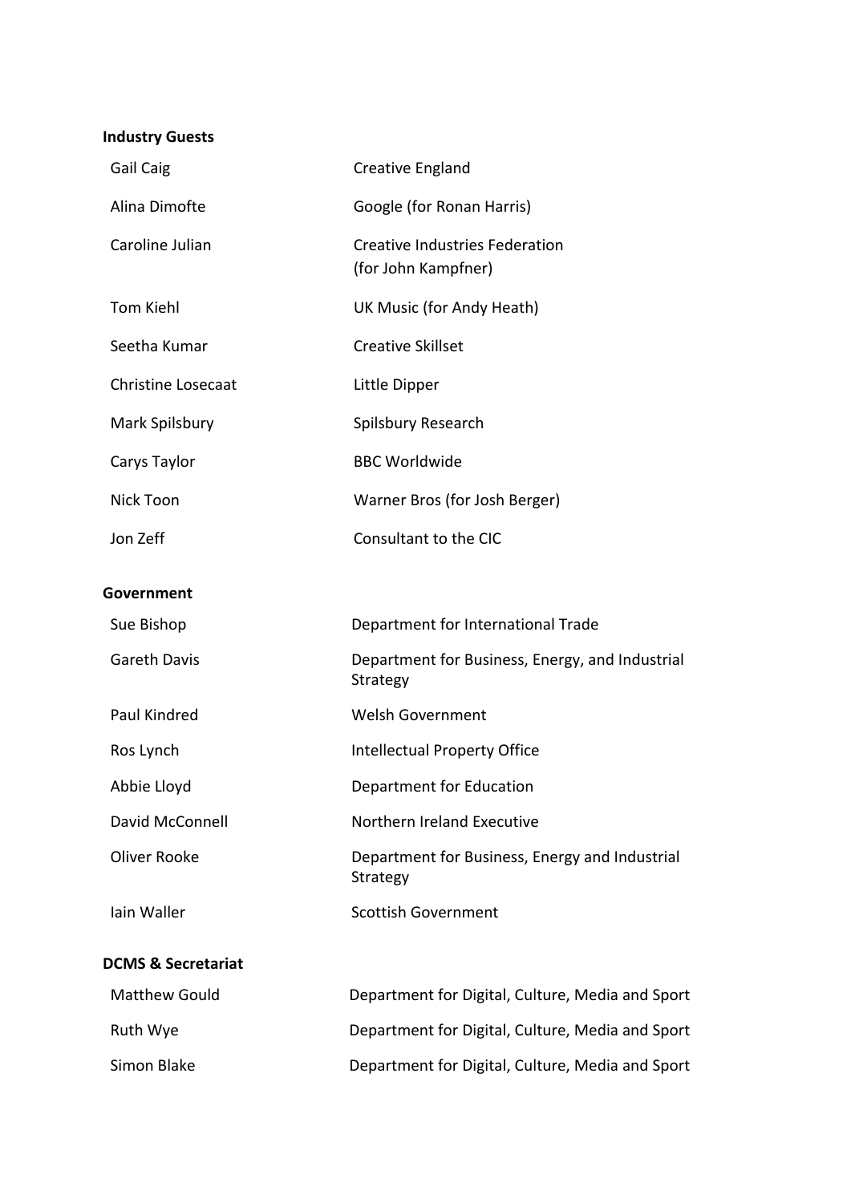**Industry Guests**

| | |
|---|---|
| Gail Caig | Creative England |
| Alina Dimofte | Google (for Ronan Harris) |
| Caroline Julian | Creative Industries Federation (for John Kampfner) |
| Tom Kiehl | UK Music (for Andy Heath) |
| Seetha Kumar | Creative Skillset |
| Christine Losecaat | Little Dipper |
| Mark Spilsbury | Spilsbury Research |
| Carys Taylor | BBC Worldwide |
| Nick Toon | Warner Bros (for Josh Berger) |
| Jon Zeff | Consultant to the CIC |

**Government**

| | |
|---|---|
| Sue Bishop | Department for International Trade |
| Gareth Davis | Department for Business, Energy, and Industrial Strategy |
| Paul Kindred | Welsh Government |
| Ros Lynch | Intellectual Property Office |
| Abbie Lloyd | Department for Education |
| David McConnell | Northern Ireland Executive |
| Oliver Rooke | Department for Business, Energy and Industrial Strategy |
| Iain Waller | Scottish Government |

**DCMS & Secretariat**

| | |
|---|---|
| Matthew Gould | Department for Digital, Culture, Media and Sport |
| Ruth Wye | Department for Digital, Culture, Media and Sport |
| Simon Blake | Department for Digital, Culture, Media and Sport |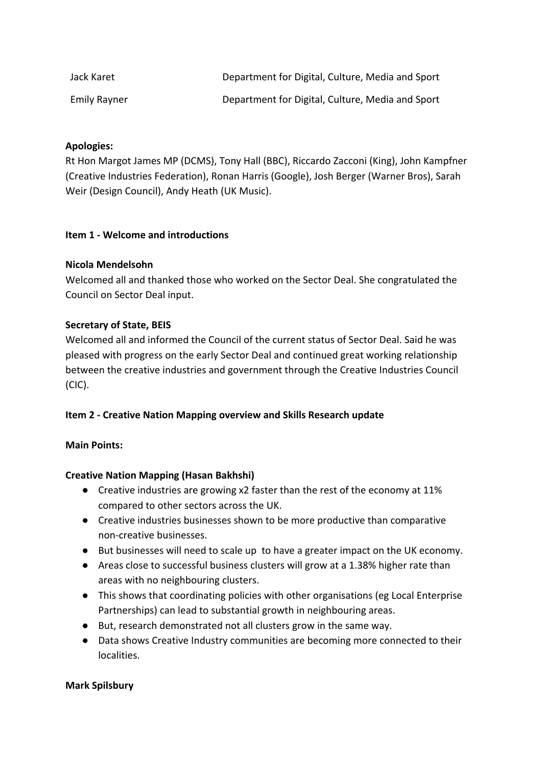| | |
|---|---|
| Jack Karet | Department for Digital, Culture, Media and Sport |
| Emily Rayner | Department for Digital, Culture, Media and Sport |

**Apologies:**
Rt Hon Margot James MP (DCMS), Tony Hall (BBC), Riccardo Zacconi (King), John Kampfner (Creative Industries Federation), Ronan Harris (Google), Josh Berger (Warner Bros), Sarah Weir (Design Council), Andy Heath (UK Music).

**Item 1 - Welcome and introductions**

**Nicola Mendelsohn**
Welcomed all and thanked those who worked on the Sector Deal. She congratulated the Council on Sector Deal input.

**Secretary of State, BEIS**
Welcomed all and informed the Council of the current status of Sector Deal. Said he was pleased with progress on the early Sector Deal and continued great working relationship between the creative industries and government through the Creative Industries Council (CIC).

**Item 2 - Creative Nation Mapping overview and Skills Research update**

**Main Points:**

**Creative Nation Mapping (Hasan Bakhshi)**

- Creative industries are growing x2 faster than the rest of the economy at 11% compared to other sectors across the UK.
- Creative industries businesses shown to be more productive than comparative non-creative businesses.
- But businesses will need to scale up to have a greater impact on the UK economy.
- Areas close to successful business clusters will grow at a 1.38% higher rate than areas with no neighbouring clusters.
- This shows that coordinating policies with other organisations (eg Local Enterprise Partnerships) can lead to substantial growth in neighbouring areas.
- But, research demonstrated not all clusters grow in the same way.
- Data shows Creative Industry communities are becoming more connected to their localities.

**Mark Spilsbury**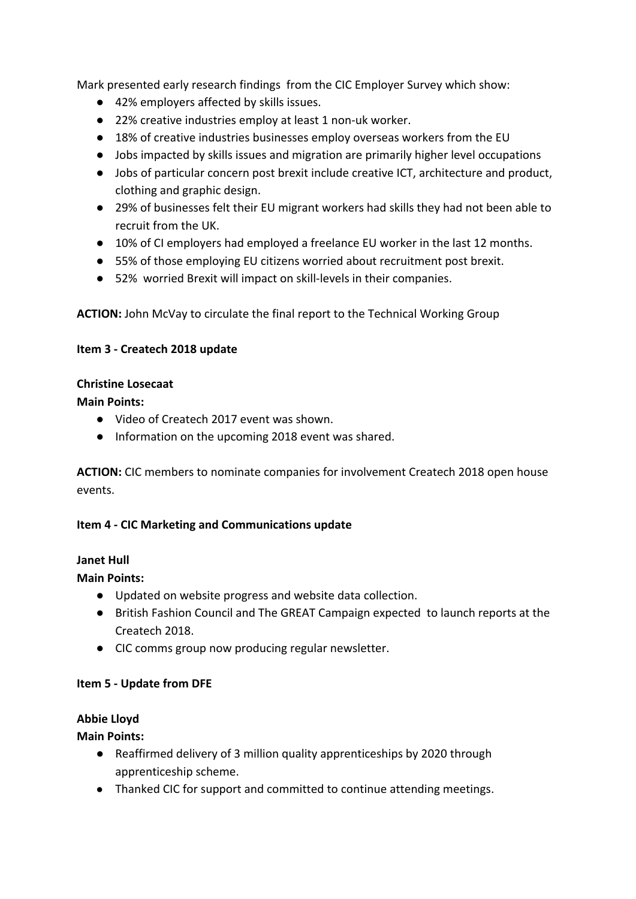Mark presented early research findings  from the CIC Employer Survey which show:

- 42% employers affected by skills issues.
- 22% creative industries employ at least 1 non-uk worker.
- 18% of creative industries businesses employ overseas workers from the EU
- Jobs impacted by skills issues and migration are primarily higher level occupations
- Jobs of particular concern post brexit include creative ICT, architecture and product, clothing and graphic design.
- 29% of businesses felt their EU migrant workers had skills they had not been able to recruit from the UK.
- 10% of CI employers had employed a freelance EU worker in the last 12 months.
- 55% of those employing EU citizens worried about recruitment post brexit.
- 52%  worried Brexit will impact on skill-levels in their companies.

**ACTION:** John McVay to circulate the final report to the Technical Working Group

**Item 3 - Createch 2018 update**

**Christine Losecaat**

**Main Points:**

- Video of Createch 2017 event was shown.
- Information on the upcoming 2018 event was shared.

**ACTION:** CIC members to nominate companies for involvement Createch 2018 open house events.

**Item 4 - CIC Marketing and Communications update**

**Janet Hull**

**Main Points:**

- Updated on website progress and website data collection.
- British Fashion Council and The GREAT Campaign expected  to launch reports at the Createch 2018.
- CIC comms group now producing regular newsletter.

**Item 5 - Update from DFE**

**Abbie Lloyd**

**Main Points:**

- Reaffirmed delivery of 3 million quality apprenticeships by 2020 through apprenticeship scheme.
- Thanked CIC for support and committed to continue attending meetings.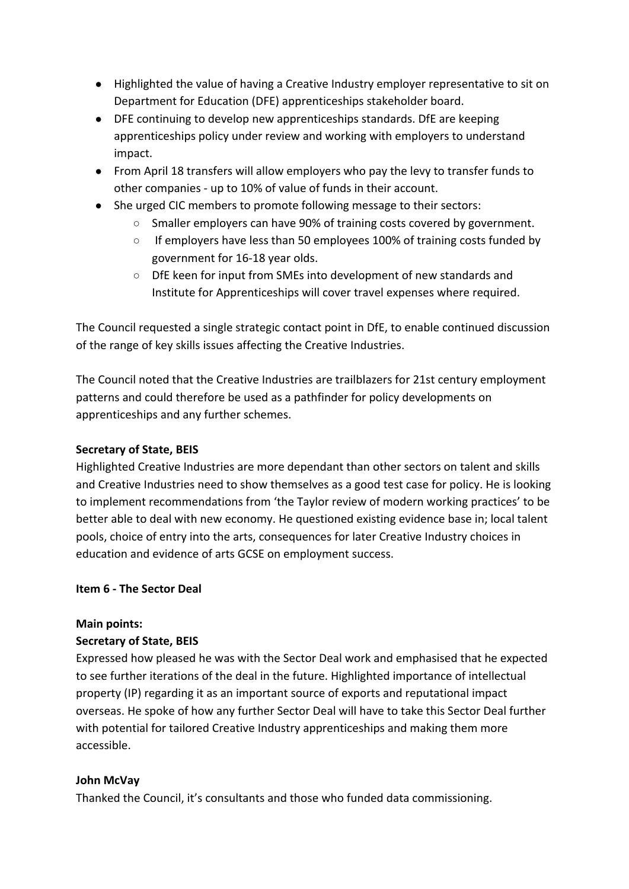- Highlighted the value of having a Creative Industry employer representative to sit on Department for Education (DFE) apprenticeships stakeholder board.
- DFE continuing to develop new apprenticeships standards. DfE are keeping apprenticeships policy under review and working with employers to understand impact.
- From April 18 transfers will allow employers who pay the levy to transfer funds to other companies - up to 10% of value of funds in their account.
- She urged CIC members to promote following message to their sectors:
    - Smaller employers can have 90% of training costs covered by government.
    - If employers have less than 50 employees 100% of training costs funded by government for 16-18 year olds.
    - DfE keen for input from SMEs into development of new standards and Institute for Apprenticeships will cover travel expenses where required.

The Council requested a single strategic contact point in DfE, to enable continued discussion of the range of key skills issues affecting the Creative Industries.

The Council noted that the Creative Industries are trailblazers for 21st century employment patterns and could therefore be used as a pathfinder for policy developments on apprenticeships and any further schemes.

**Secretary of State, BEIS**
Highlighted Creative Industries are more dependant than other sectors on talent and skills and Creative Industries need to show themselves as a good test case for policy. He is looking to implement recommendations from 'the Taylor review of modern working practices' to be better able to deal with new economy. He questioned existing evidence base in; local talent pools, choice of entry into the arts, consequences for later Creative Industry choices in education and evidence of arts GCSE on employment success.

**Item 6 - The Sector Deal**

**Main points:**
**Secretary of State, BEIS**
Expressed how pleased he was with the Sector Deal work and emphasised that he expected to see further iterations of the deal in the future. Highlighted importance of intellectual property (IP) regarding it as an important source of exports and reputational impact overseas. He spoke of how any further Sector Deal will have to take this Sector Deal further with potential for tailored Creative Industry apprenticeships and making them more accessible.

**John McVay**
Thanked the Council, it's consultants and those who funded data commissioning.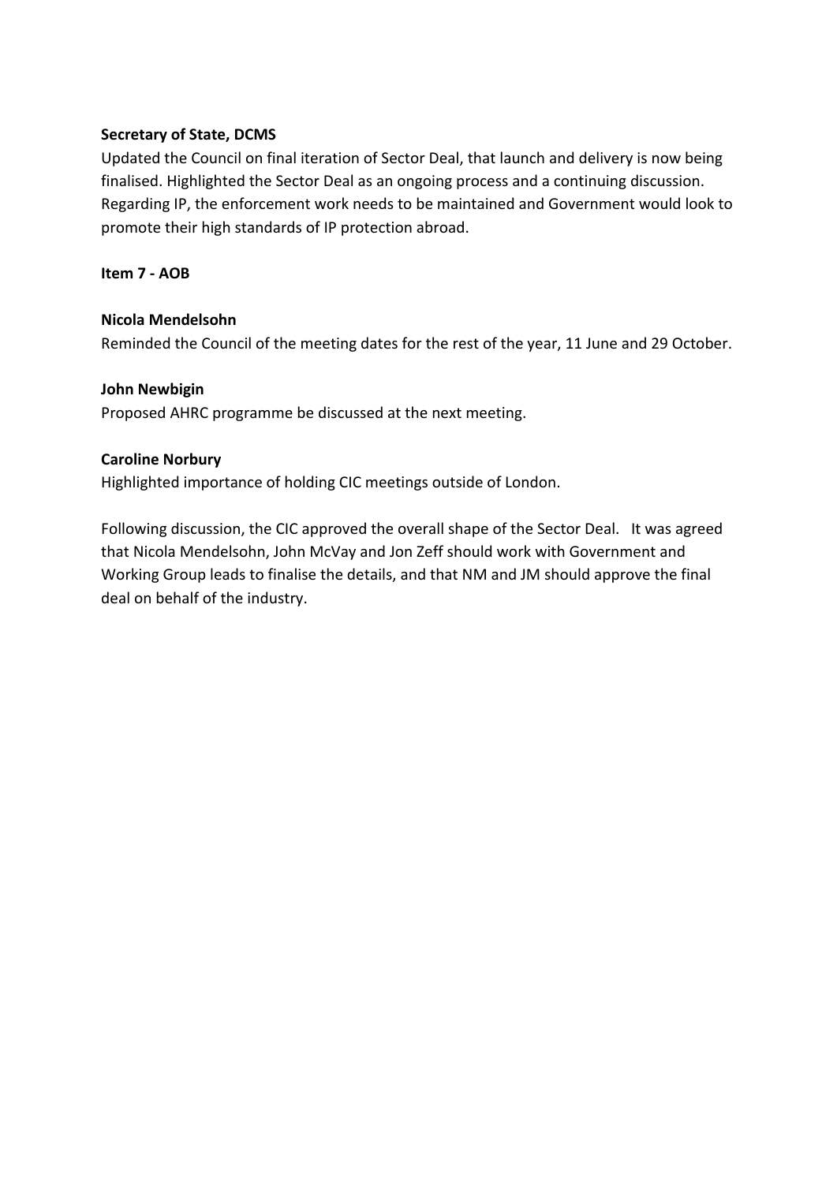**Secretary of State, DCMS**

Updated the Council on final iteration of Sector Deal, that launch and delivery is now being finalised. Highlighted the Sector Deal as an ongoing process and a continuing discussion. Regarding IP, the enforcement work needs to be maintained and Government would look to promote their high standards of IP protection abroad.

**Item 7 - AOB**

**Nicola Mendelsohn**

Reminded the Council of the meeting dates for the rest of the year, 11 June and 29 October.

**John Newbigin**

Proposed AHRC programme be discussed at the next meeting.

**Caroline Norbury**

Highlighted importance of holding CIC meetings outside of London.

Following discussion, the CIC approved the overall shape of the Sector Deal. It was agreed that Nicola Mendelsohn, John McVay and Jon Zeff should work with Government and Working Group leads to finalise the details, and that NM and JM should approve the final deal on behalf of the industry.